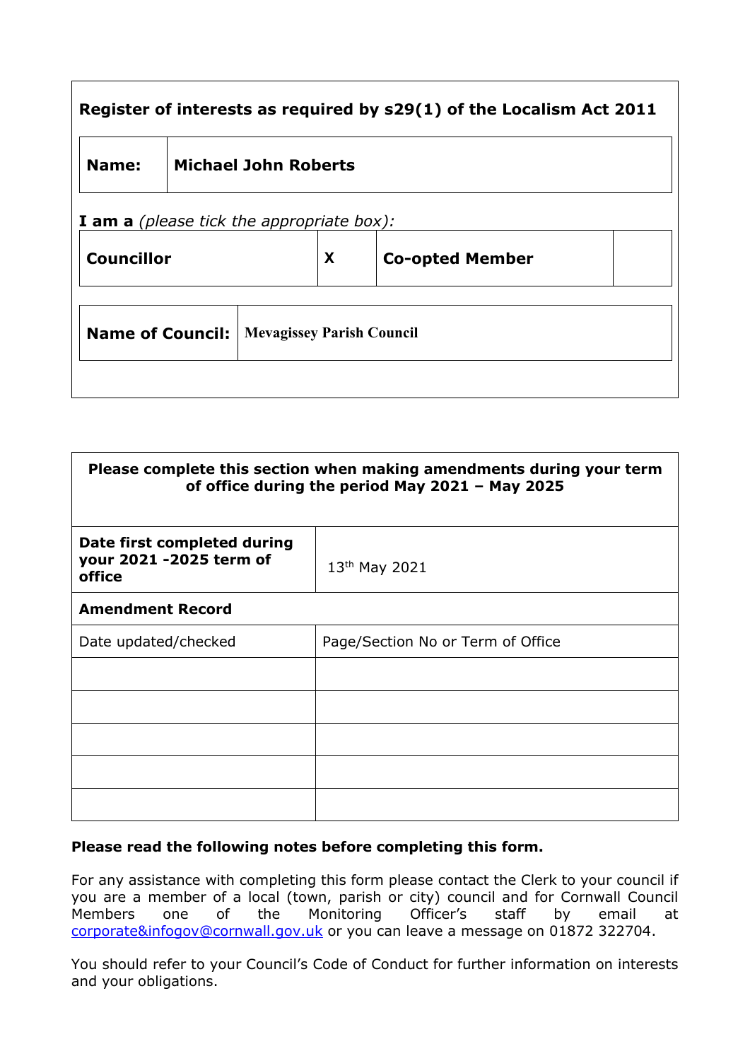**Register of interests as required by s29(1) of the Localism Act 2011**

| **Name:** | **Michael John Roberts** |
|---|---|

**I am a** *(please tick the appropriate box):*

| **Councillor** | **X** | **Co-opted Member** | |
|---|---|---|---|

| **Name of Council:** | **Mevagissey Parish Council** |
|---|---|

| **Please complete this section when making amendments during your term of office during the period May 2021 – May 2025** | |
|---|---|
| **Date first completed during your 2021 -2025 term of office** | 13th May 2021 |
| **Amendment Record** | |
| Date updated/checked | Page/Section No or Term of Office |
| | |
| | |
| | |
| | |
| | |

**Please read the following notes before completing this form.**

For any assistance with completing this form please contact the Clerk to your council if you are a member of a local (town, parish or city) council and for Cornwall Council Members one of the Monitoring Officer's staff by email at corporate&infogov@cornwall.gov.uk or you can leave a message on 01872 322704.

You should refer to your Council's Code of Conduct for further information on interests and your obligations.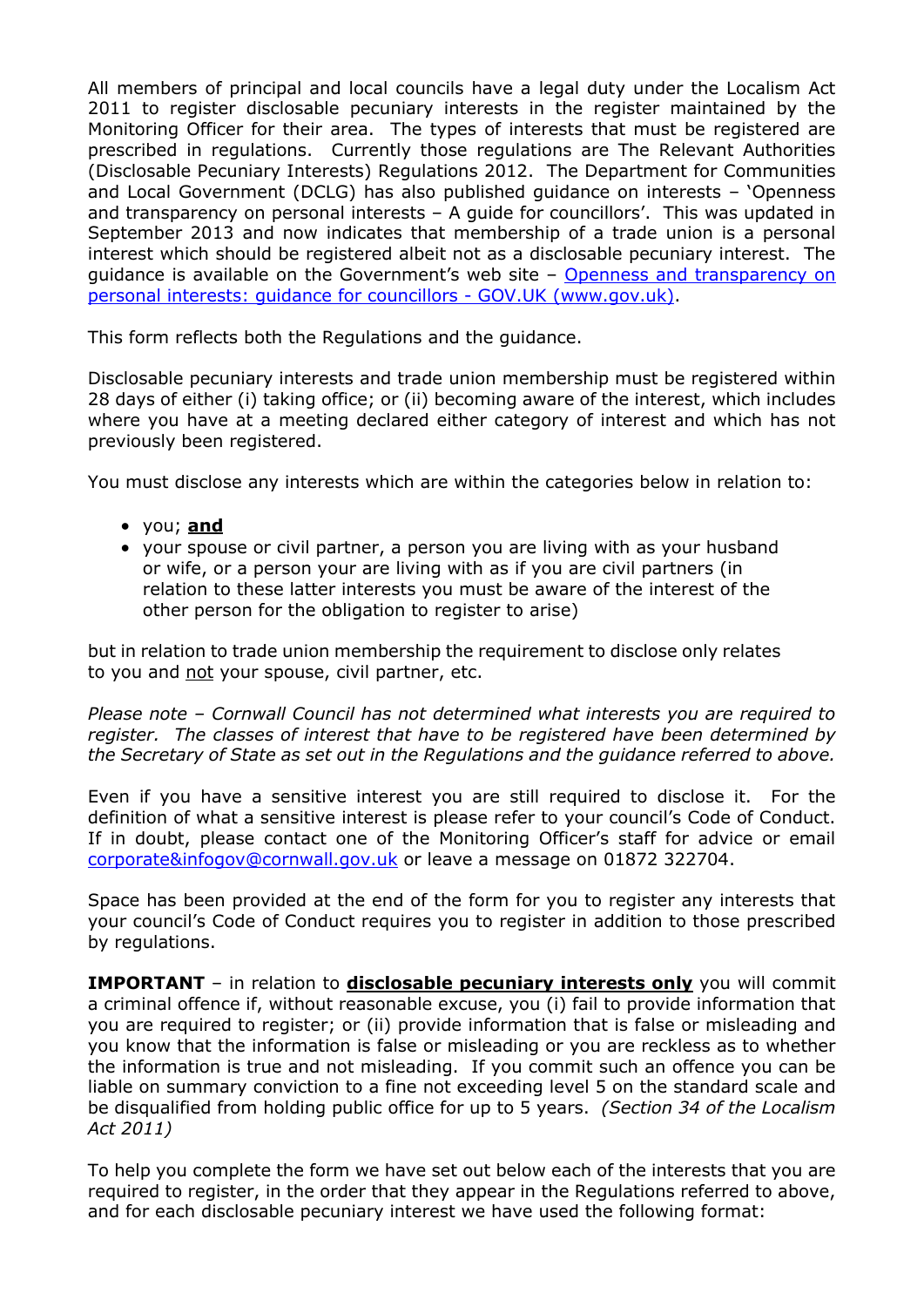All members of principal and local councils have a legal duty under the Localism Act 2011 to register disclosable pecuniary interests in the register maintained by the Monitoring Officer for their area. The types of interests that must be registered are prescribed in regulations. Currently those regulations are The Relevant Authorities (Disclosable Pecuniary Interests) Regulations 2012. The Department for Communities and Local Government (DCLG) has also published guidance on interests – 'Openness and transparency on personal interests – A guide for councillors'. This was updated in September 2013 and now indicates that membership of a trade union is a personal interest which should be registered albeit not as a disclosable pecuniary interest. The guidance is available on the Government's web site – [Openness and transparency on personal interests: guidance for councillors - GOV.UK (www.gov.uk)](www.gov.uk).

This form reflects both the Regulations and the guidance.

Disclosable pecuniary interests and trade union membership must be registered within 28 days of either (i) taking office; or (ii) becoming aware of the interest, which includes where you have at a meeting declared either category of interest and which has not previously been registered.

You must disclose any interests which are within the categories below in relation to:

- you; **and**
- your spouse or civil partner, a person you are living with as your husband or wife, or a person your are living with as if you are civil partners (in relation to these latter interests you must be aware of the interest of the other person for the obligation to register to arise)

but in relation to trade union membership the requirement to disclose only relates to you and not your spouse, civil partner, etc.

*Please note – Cornwall Council has not determined what interests you are required to register. The classes of interest that have to be registered have been determined by the Secretary of State as set out in the Regulations and the guidance referred to above.*

Even if you have a sensitive interest you are still required to disclose it. For the definition of what a sensitive interest is please refer to your council's Code of Conduct. If in doubt, please contact one of the Monitoring Officer's staff for advice or email corporate&infogov@cornwall.gov.uk or leave a message on 01872 322704.

Space has been provided at the end of the form for you to register any interests that your council's Code of Conduct requires you to register in addition to those prescribed by regulations.

**IMPORTANT** – in relation to **disclosable pecuniary interests only** you will commit a criminal offence if, without reasonable excuse, you (i) fail to provide information that you are required to register; or (ii) provide information that is false or misleading and you know that the information is false or misleading or you are reckless as to whether the information is true and not misleading. If you commit such an offence you can be liable on summary conviction to a fine not exceeding level 5 on the standard scale and be disqualified from holding public office for up to 5 years. *(Section 34 of the Localism Act 2011)*

To help you complete the form we have set out below each of the interests that you are required to register, in the order that they appear in the Regulations referred to above, and for each disclosable pecuniary interest we have used the following format: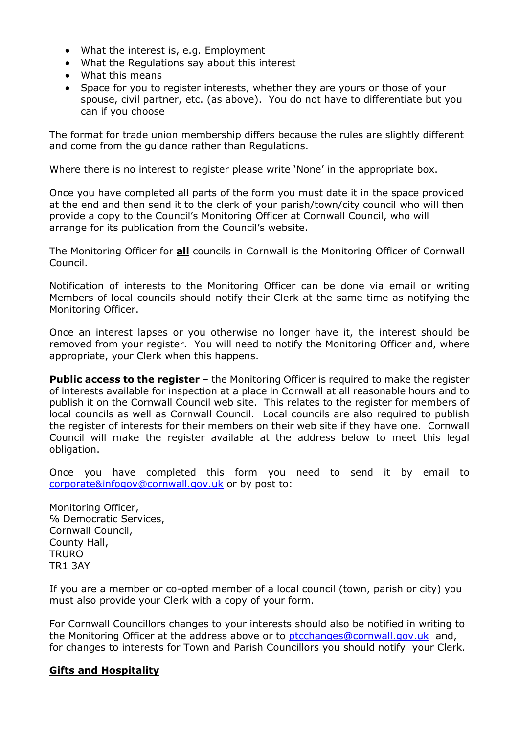- What the interest is, e.g. Employment
- What the Regulations say about this interest
- What this means
- Space for you to register interests, whether they are yours or those of your spouse, civil partner, etc. (as above). You do not have to differentiate but you can if you choose

The format for trade union membership differs because the rules are slightly different and come from the guidance rather than Regulations.

Where there is no interest to register please write 'None' in the appropriate box.

Once you have completed all parts of the form you must date it in the space provided at the end and then send it to the clerk of your parish/town/city council who will then provide a copy to the Council's Monitoring Officer at Cornwall Council, who will arrange for its publication from the Council's website.

The Monitoring Officer for <u>**all**</u> councils in Cornwall is the Monitoring Officer of Cornwall Council.

Notification of interests to the Monitoring Officer can be done via email or writing Members of local councils should notify their Clerk at the same time as notifying the Monitoring Officer.

Once an interest lapses or you otherwise no longer have it, the interest should be removed from your register. You will need to notify the Monitoring Officer and, where appropriate, your Clerk when this happens.

**Public access to the register** – the Monitoring Officer is required to make the register of interests available for inspection at a place in Cornwall at all reasonable hours and to publish it on the Cornwall Council web site. This relates to the register for members of local councils as well as Cornwall Council. Local councils are also required to publish the register of interests for their members on their web site if they have one. Cornwall Council will make the register available at the address below to meet this legal obligation.

Once you have completed this form you need to send it by email to corporate&infogov@cornwall.gov.uk or by post to:

Monitoring Officer,  
℅ Democratic Services,  
Cornwall Council,  
County Hall,  
TRURO  
TR1 3AY

If you are a member or co-opted member of a local council (town, parish or city) you must also provide your Clerk with a copy of your form.

For Cornwall Councillors changes to your interests should also be notified in writing to the Monitoring Officer at the address above or to ptcchanges@cornwall.gov.uk and, for changes to interests for Town and Parish Councillors you should notify your Clerk.

## <u>Gifts and Hospitality</u>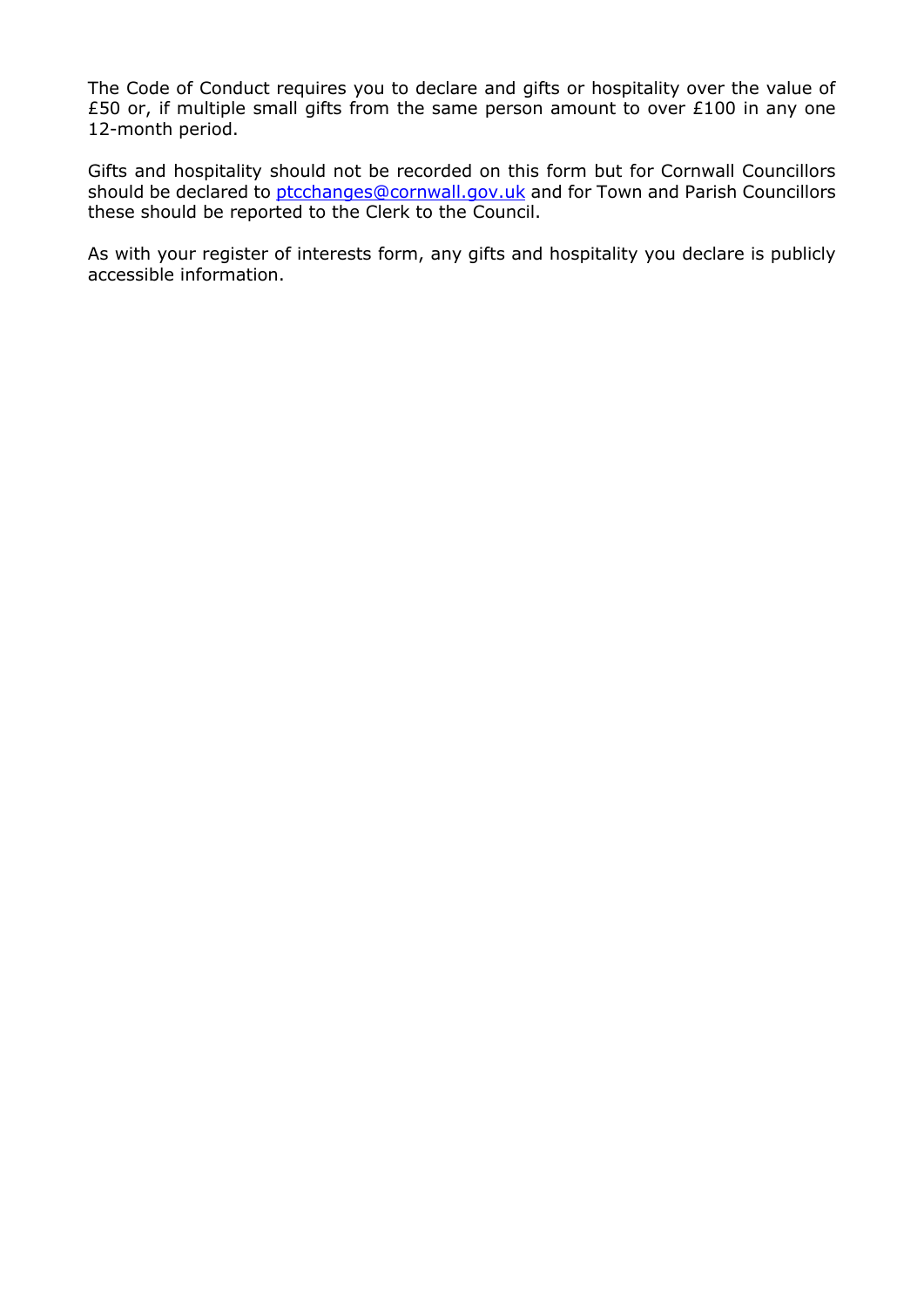The Code of Conduct requires you to declare and gifts or hospitality over the value of £50 or, if multiple small gifts from the same person amount to over £100 in any one 12-month period.

Gifts and hospitality should not be recorded on this form but for Cornwall Councillors should be declared to [ptcchanges@cornwall.gov.uk](mailto:ptcchanges@cornwall.gov.uk) and for Town and Parish Councillors these should be reported to the Clerk to the Council.

As with your register of interests form, any gifts and hospitality you declare is publicly accessible information.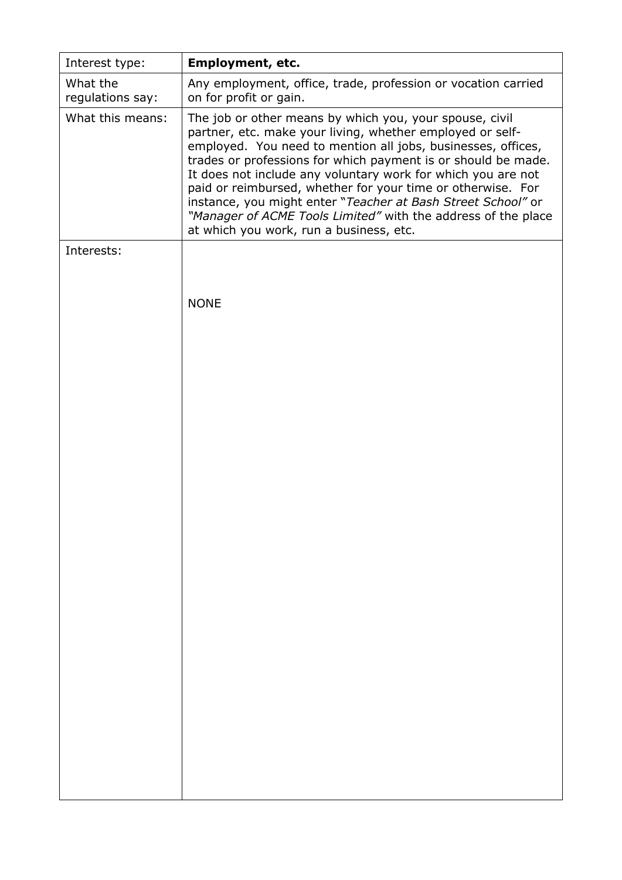| Interest type: | **Employment, etc.** |
|---|---|
| What the regulations say: | Any employment, office, trade, profession or vocation carried on for profit or gain. |
| What this means: | The job or other means by which you, your spouse, civil partner, etc. make your living, whether employed or self-employed. You need to mention all jobs, businesses, offices, trades or professions for which payment is or should be made. It does not include any voluntary work for which you are not paid or reimbursed, whether for your time or otherwise. For instance, you might enter "*Teacher at Bash Street School*" or *"Manager of ACME Tools Limited"* with the address of the place at which you work, run a business, etc. |
| Interests: | NONE |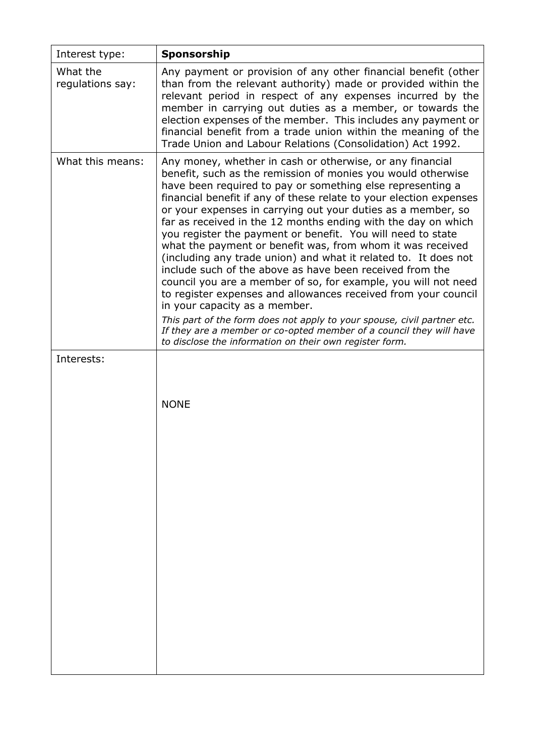| Interest type: | **Sponsorship** |
|---|---|
| What the regulations say: | Any payment or provision of any other financial benefit (other than from the relevant authority) made or provided within the relevant period in respect of any expenses incurred by the member in carrying out duties as a member, or towards the election expenses of the member. This includes any payment or financial benefit from a trade union within the meaning of the Trade Union and Labour Relations (Consolidation) Act 1992. |
| What this means: | Any money, whether in cash or otherwise, or any financial benefit, such as the remission of monies you would otherwise have been required to pay or something else representing a financial benefit if any of these relate to your election expenses or your expenses in carrying out your duties as a member, so far as received in the 12 months ending with the day on which you register the payment or benefit. You will need to state what the payment or benefit was, from whom it was received (including any trade union) and what it related to. It does not include such of the above as have been received from the council you are a member of so, for example, you will not need to register expenses and allowances received from your council in your capacity as a member. *This part of the form does not apply to your spouse, civil partner etc. If they are a member or co-opted member of a council they will have to disclose the information on their own register form.* |
| Interests: | NONE |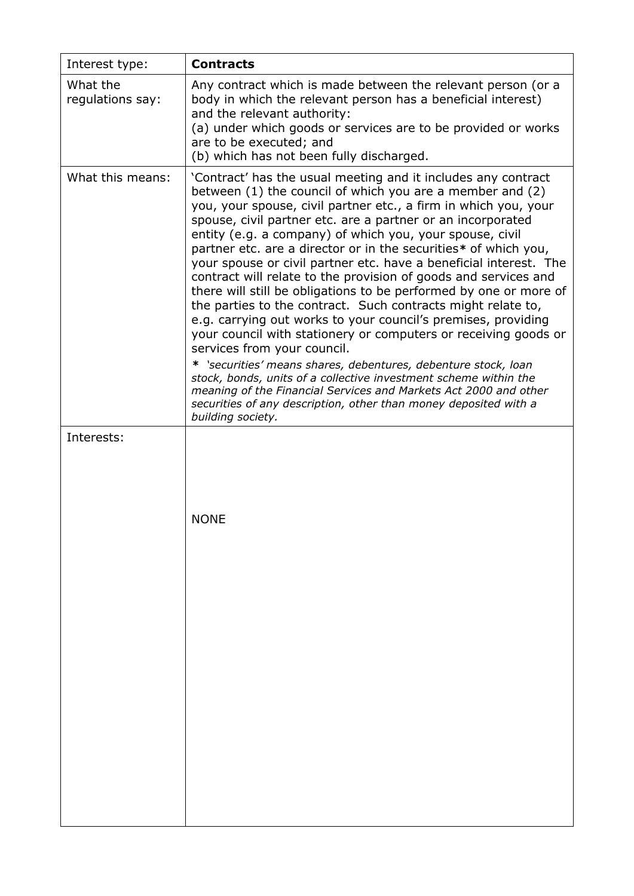| Interest type: | **Contracts** |
|---|---|
| What the regulations say: | Any contract which is made between the relevant person (or a body in which the relevant person has a beneficial interest) and the relevant authority:<br>(a) under which goods or services are to be provided or works are to be executed; and<br>(b) which has not been fully discharged. |
| What this means: | 'Contract' has the usual meeting and it includes any contract between (1) the council of which you are a member and (2) you, your spouse, civil partner etc., a firm in which you, your spouse, civil partner etc. are a partner or an incorporated entity (e.g. a company) of which you, your spouse, civil partner etc. are a director or in the securities**\*** of which you, your spouse or civil partner etc. have a beneficial interest. The contract will relate to the provision of goods and services and there will still be obligations to be performed by one or more of the parties to the contract. Such contracts might relate to, e.g. carrying out works to your council's premises, providing your council with stationery or computers or receiving goods or services from your council.<br>*\* 'securities' means shares, debentures, debenture stock, loan stock, bonds, units of a collective investment scheme within the meaning of the Financial Services and Markets Act 2000 and other securities of any description, other than money deposited with a building society.* |
| Interests: | NONE |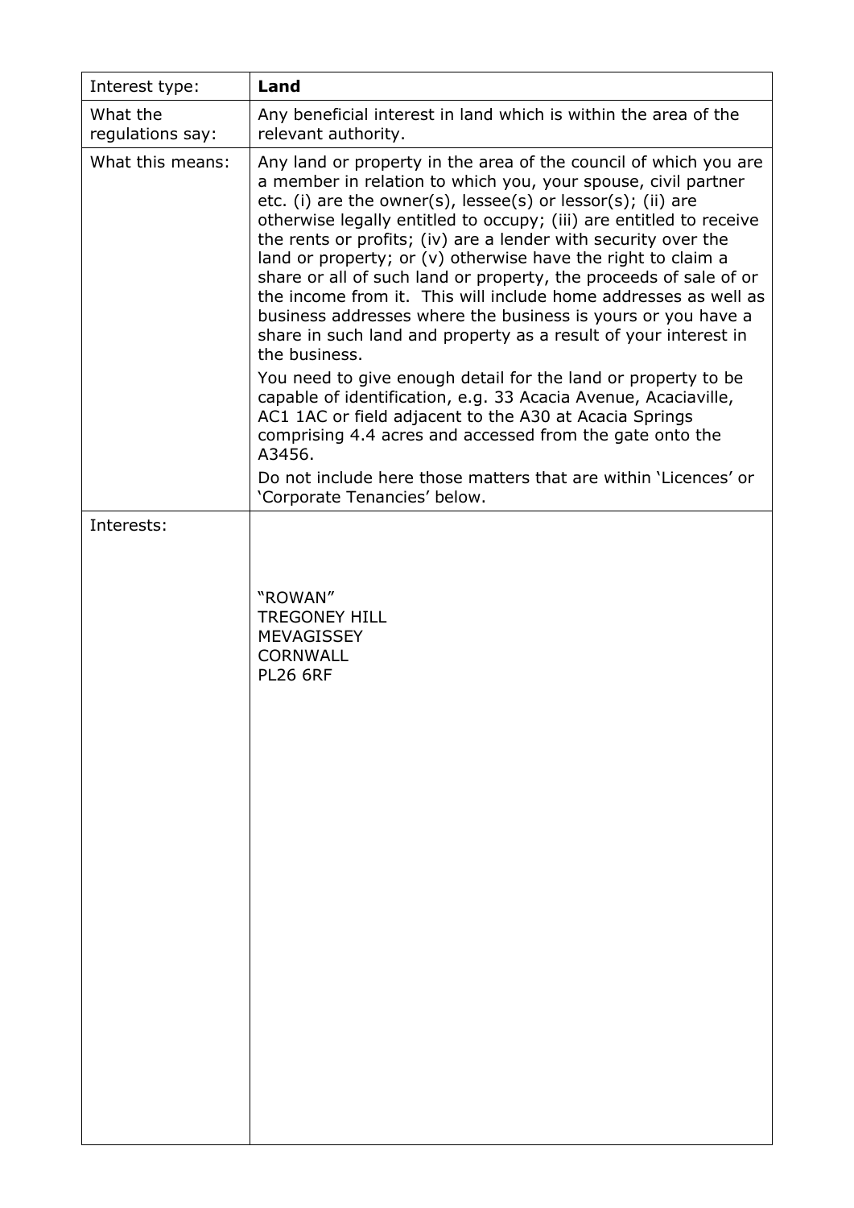| Interest type: | **Land** |
| --- | --- |
| What the regulations say: | Any beneficial interest in land which is within the area of the relevant authority. |
| What this means: | Any land or property in the area of the council of which you are a member in relation to which you, your spouse, civil partner etc. (i) are the owner(s), lessee(s) or lessor(s); (ii) are otherwise legally entitled to occupy; (iii) are entitled to receive the rents or profits; (iv) are a lender with security over the land or property; or (v) otherwise have the right to claim a share or all of such land or property, the proceeds of sale of or the income from it. This will include home addresses as well as business addresses where the business is yours or you have a share in such land and property as a result of your interest in the business.<br>You need to give enough detail for the land or property to be capable of identification, e.g. 33 Acacia Avenue, Acaciaville, AC1 1AC or field adjacent to the A30 at Acacia Springs comprising 4.4 acres and accessed from the gate onto the A3456.<br>Do not include here those matters that are within 'Licences' or 'Corporate Tenancies' below. |
| Interests: | "ROWAN"<br>TREGONEY HILL<br>MEVAGISSEY<br>CORNWALL<br>PL26 6RF |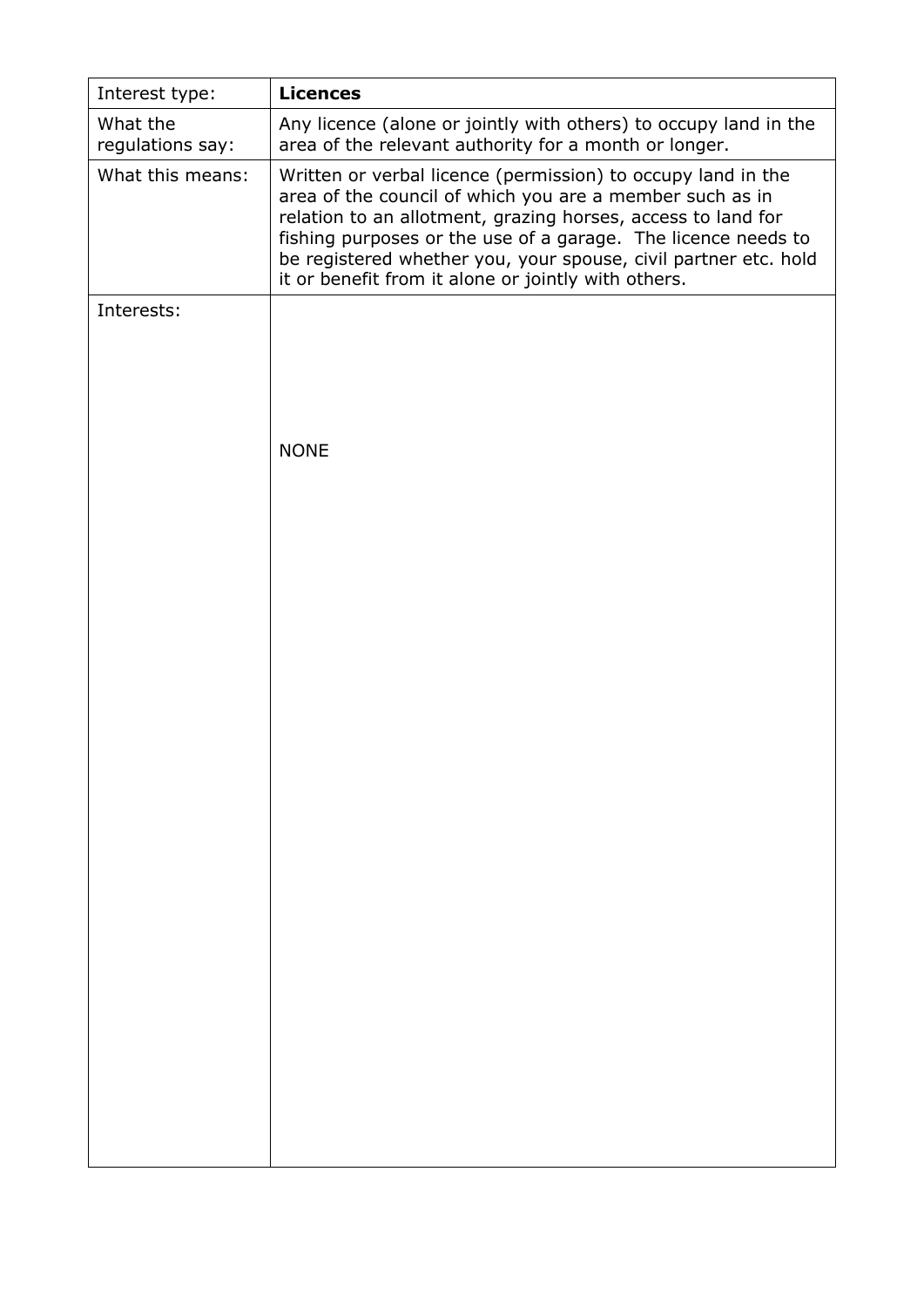| Interest type: | **Licences** |
| --- | --- |
| What the regulations say: | Any licence (alone or jointly with others) to occupy land in the area of the relevant authority for a month or longer. |
| What this means: | Written or verbal licence (permission) to occupy land in the area of the council of which you are a member such as in relation to an allotment, grazing horses, access to land for fishing purposes or the use of a garage. The licence needs to be registered whether you, your spouse, civil partner etc. hold it or benefit from it alone or jointly with others. |
| Interests: | NONE |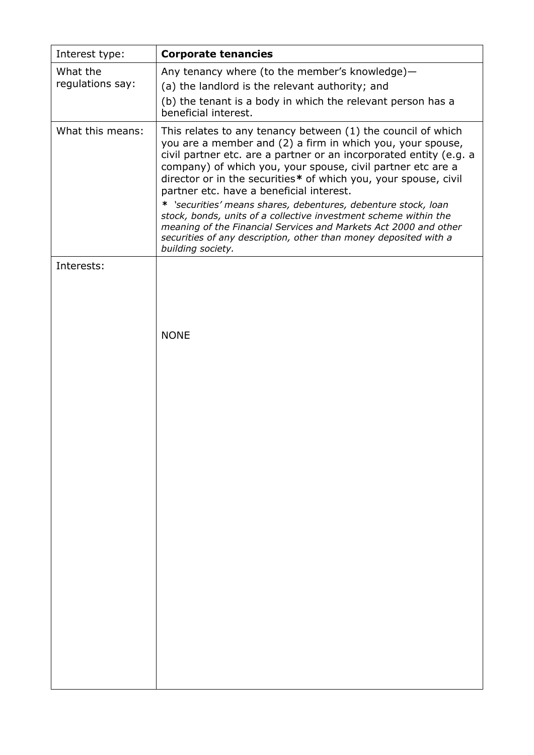| Interest type: | **Corporate tenancies** |
| --- | --- |
| What the regulations say: | Any tenancy where (to the member's knowledge)—<br>(a) the landlord is the relevant authority; and<br>(b) the tenant is a body in which the relevant person has a beneficial interest. |
| What this means: | This relates to any tenancy between (1) the council of which you are a member and (2) a firm in which you, your spouse, civil partner etc. are a partner or an incorporated entity (e.g. a company) of which you, your spouse, civil partner etc are a director or in the securities**\*** of which you, your spouse, civil partner etc. have a beneficial interest.<br>***\*** 'securities' means shares, debentures, debenture stock, loan stock, bonds, units of a collective investment scheme within the meaning of the Financial Services and Markets Act 2000 and other securities of any description, other than money deposited with a building society.* |
| Interests: | NONE |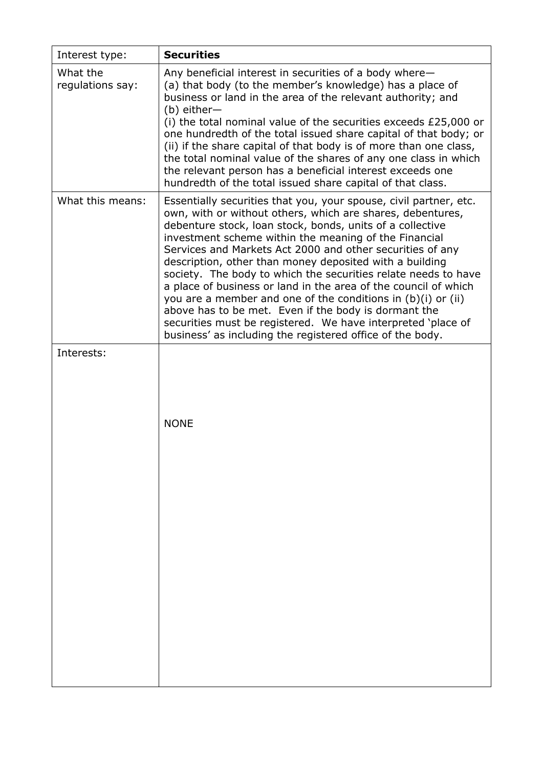| Interest type: | **Securities** |
| --- | --- |
| What the regulations say: | Any beneficial interest in securities of a body where— (a) that body (to the member's knowledge) has a place of business or land in the area of the relevant authority; and (b) either— (i) the total nominal value of the securities exceeds £25,000 or one hundredth of the total issued share capital of that body; or (ii) if the share capital of that body is of more than one class, the total nominal value of the shares of any one class in which the relevant person has a beneficial interest exceeds one hundredth of the total issued share capital of that class. |
| What this means: | Essentially securities that you, your spouse, civil partner, etc. own, with or without others, which are shares, debentures, debenture stock, loan stock, bonds, units of a collective investment scheme within the meaning of the Financial Services and Markets Act 2000 and other securities of any description, other than money deposited with a building society. The body to which the securities relate needs to have a place of business or land in the area of the council of which you are a member and one of the conditions in (b)(i) or (ii) above has to be met. Even if the body is dormant the securities must be registered. We have interpreted 'place of business' as including the registered office of the body. |
| Interests: | NONE |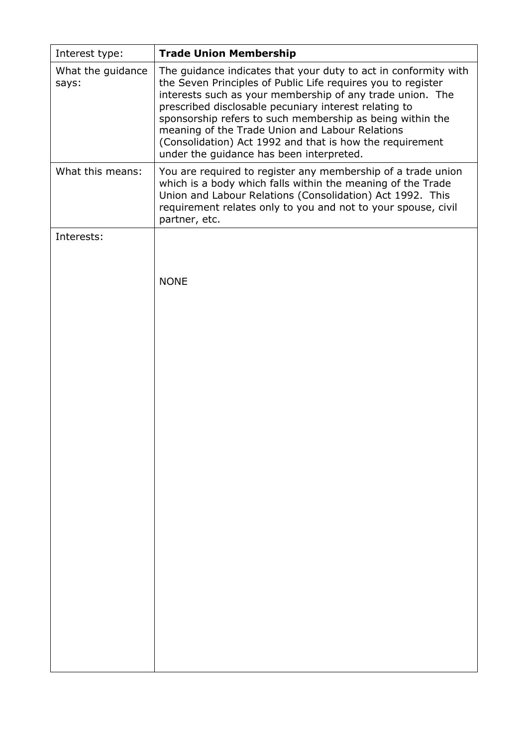| Interest type: | **Trade Union Membership** |
|---|---|
| What the guidance says: | The guidance indicates that your duty to act in conformity with the Seven Principles of Public Life requires you to register interests such as your membership of any trade union. The prescribed disclosable pecuniary interest relating to sponsorship refers to such membership as being within the meaning of the Trade Union and Labour Relations (Consolidation) Act 1992 and that is how the requirement under the guidance has been interpreted. |
| What this means: | You are required to register any membership of a trade union which is a body which falls within the meaning of the Trade Union and Labour Relations (Consolidation) Act 1992. This requirement relates only to you and not to your spouse, civil partner, etc. |
| Interests: | NONE |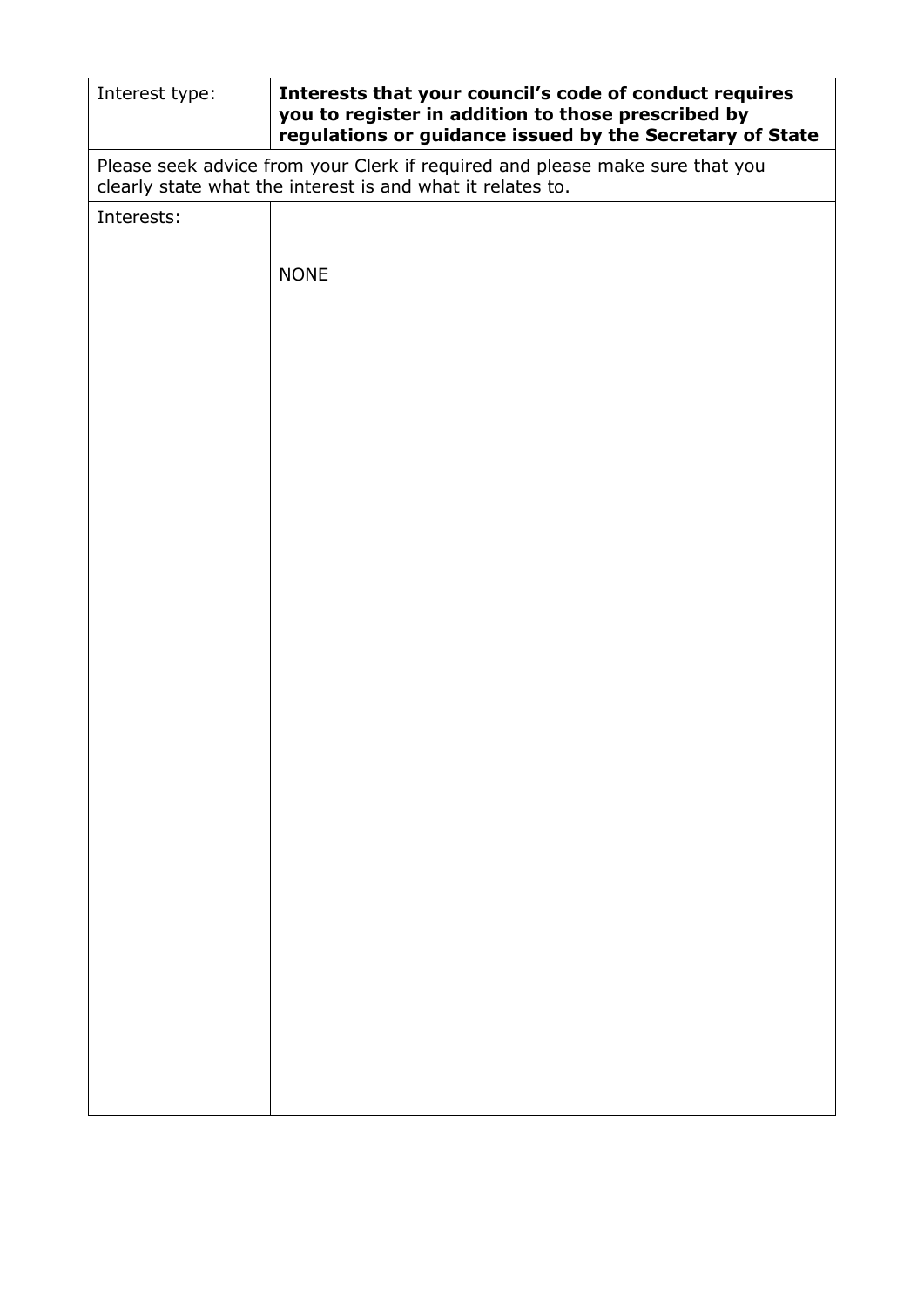| Interest type: | **Interests that your council's code of conduct requires you to register in addition to those prescribed by regulations or guidance issued by the Secretary of State** |
| --- | --- |
| Please seek advice from your Clerk if required and please make sure that you clearly state what the interest is and what it relates to. | |
| Interests: | NONE |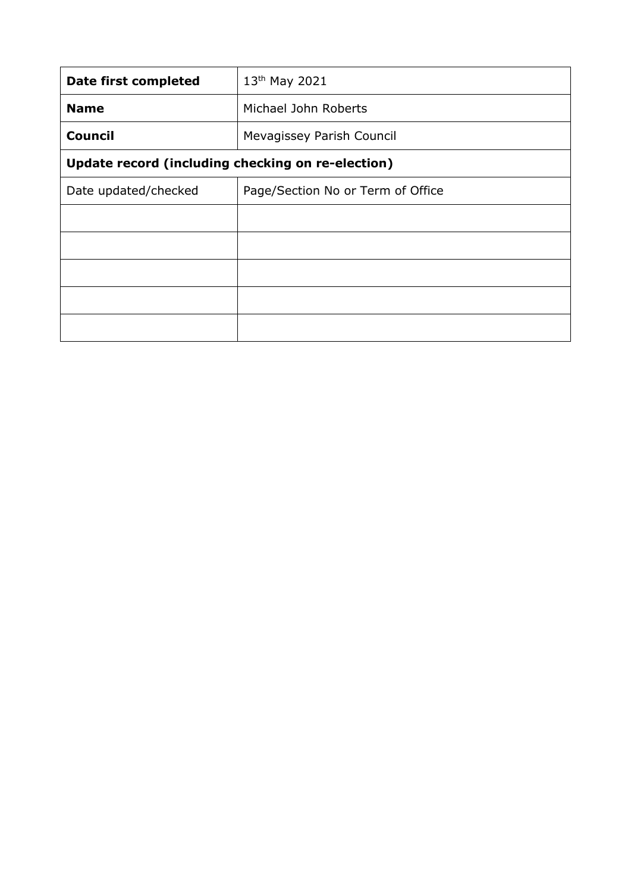| | |
|---|---|
| **Date first completed** | 13th May 2021 |
| **Name** | Michael John Roberts |
| **Council** | Mevagissey Parish Council |
| **Update record (including checking on re-election)** | |
| Date updated/checked | Page/Section No or Term of Office |
| | |
| | |
| | |
| | |
| | |